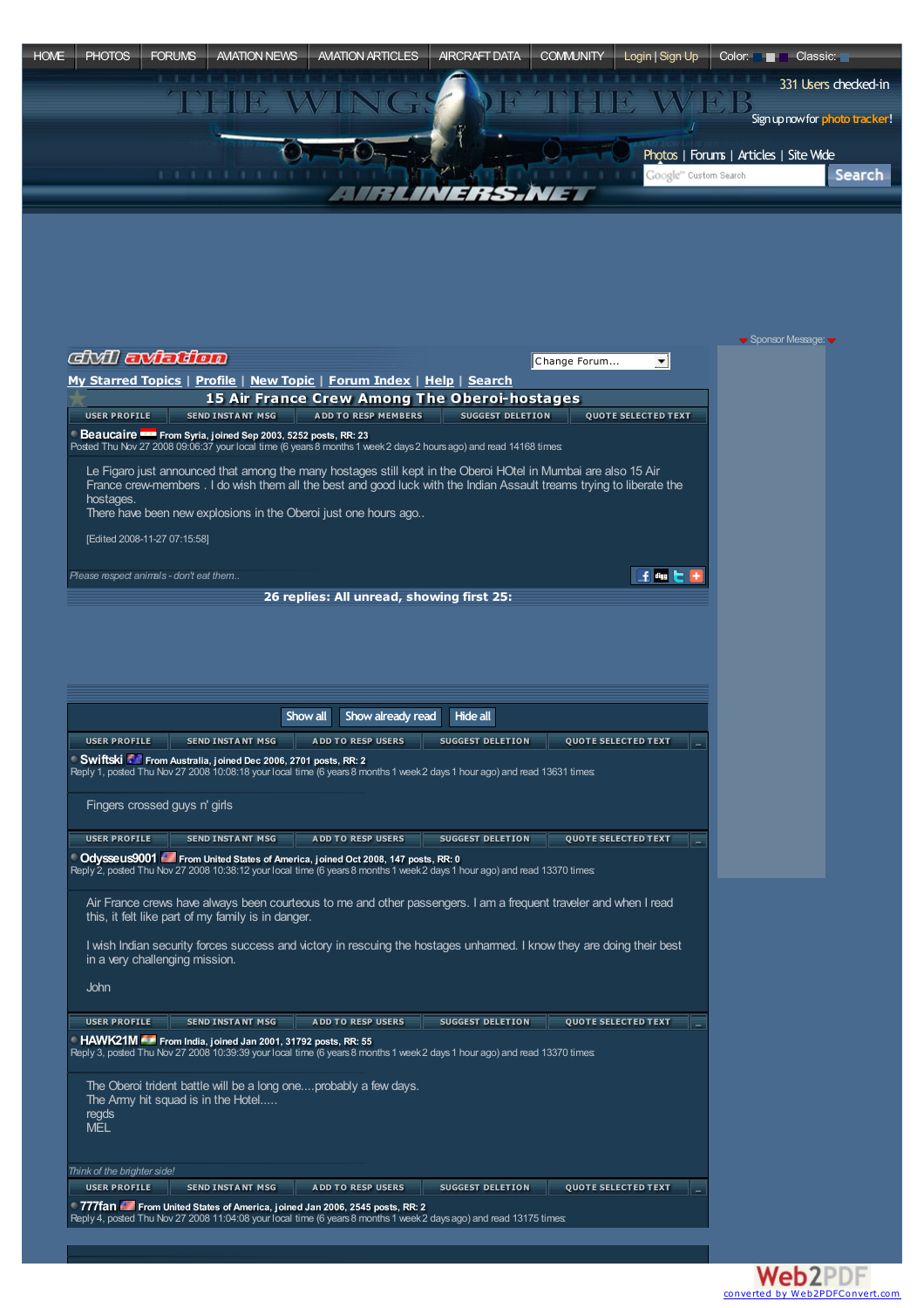HOME | PHOTOS | FORUMS | AVIATION NEWS | AVIATION ARTICLES | AIRCRAFT DATA | COMMUNITY | Login | Sign Up | Color: | Classic:

331 Users checked-in

Sign up now for photo tracker!

Photos | Forums | Articles | Site Wide

Search

Sponsor Message:

civil aviation

Change Forum...

My Starred Topics | Profile | New Topic | Forum Index | Help | Search

# 15 Air France Crew Among The Oberoi-hostages

USER PROFILE | SEND INSTANT MSG | ADD TO RESP MEMBERS | SUGGEST DELETION | QUOTE SELECTED TEXT

**Beaucaire** From Syria, joined Sep 2003, 5252 posts, RR: 23
Posted Thu Nov 27 2008 09:06:37 your local time (6 years 8 months 1 week 2 days 2 hours ago) and read 14168 times:

Le Figaro just announced that among the many hostages still kept in the Oberoi HOtel in Mumbai are also 15 Air France crew-members . I do wish them all the best and good luck with the Indian Assault treams trying to liberate the hostages.
There have been new explosions in the Oberoi just one hours ago..

[Edited 2008-11-27 07:15:58]

*Please respect animals - don't eat them..*

**26 replies: All unread, showing first 25:**

Show all | Show already read | Hide all

USER PROFILE | SEND INSTANT MSG | ADD TO RESP USERS | SUGGEST DELETION | QUOTE SELECTED TEXT

**Swiftski** From Australia, joined Dec 2006, 2701 posts, RR: 2
Reply 1, posted Thu Nov 27 2008 10:08:18 your local time (6 years 8 months 1 week 2 days 1 hour ago) and read 13631 times:

Fingers crossed guys n' girls

USER PROFILE | SEND INSTANT MSG | ADD TO RESP USERS | SUGGEST DELETION | QUOTE SELECTED TEXT

**Odysseus9001** From United States of America, joined Oct 2008, 147 posts, RR: 0
Reply 2, posted Thu Nov 27 2008 10:38:12 your local time (6 years 8 months 1 week 2 days 1 hour ago) and read 13370 times:

Air France crews have always been courteous to me and other passengers. I am a frequent traveler and when I read this, it felt like part of my family is in danger.

I wish Indian security forces success and victory in rescuing the hostages unharmed. I know they are doing their best in a very challenging mission.

John

USER PROFILE | SEND INSTANT MSG | ADD TO RESP USERS | SUGGEST DELETION | QUOTE SELECTED TEXT

**HAWK21M** From India, joined Jan 2001, 31792 posts, RR: 55
Reply 3, posted Thu Nov 27 2008 10:39:39 your local time (6 years 8 months 1 week 2 days 1 hour ago) and read 13370 times:

The Oberoi trident battle will be a long one....probably a few days.
The Army hit squad is in the Hotel.....
regds
MEL

*Think of the brighter side!*

USER PROFILE | SEND INSTANT MSG | ADD TO RESP USERS | SUGGEST DELETION | QUOTE SELECTED TEXT

**777fan** From United States of America, joined Jan 2006, 2545 posts, RR: 2
Reply 4, posted Thu Nov 27 2008 11:04:08 your local time (6 years 8 months 1 week 2 days ago) and read 13175 times: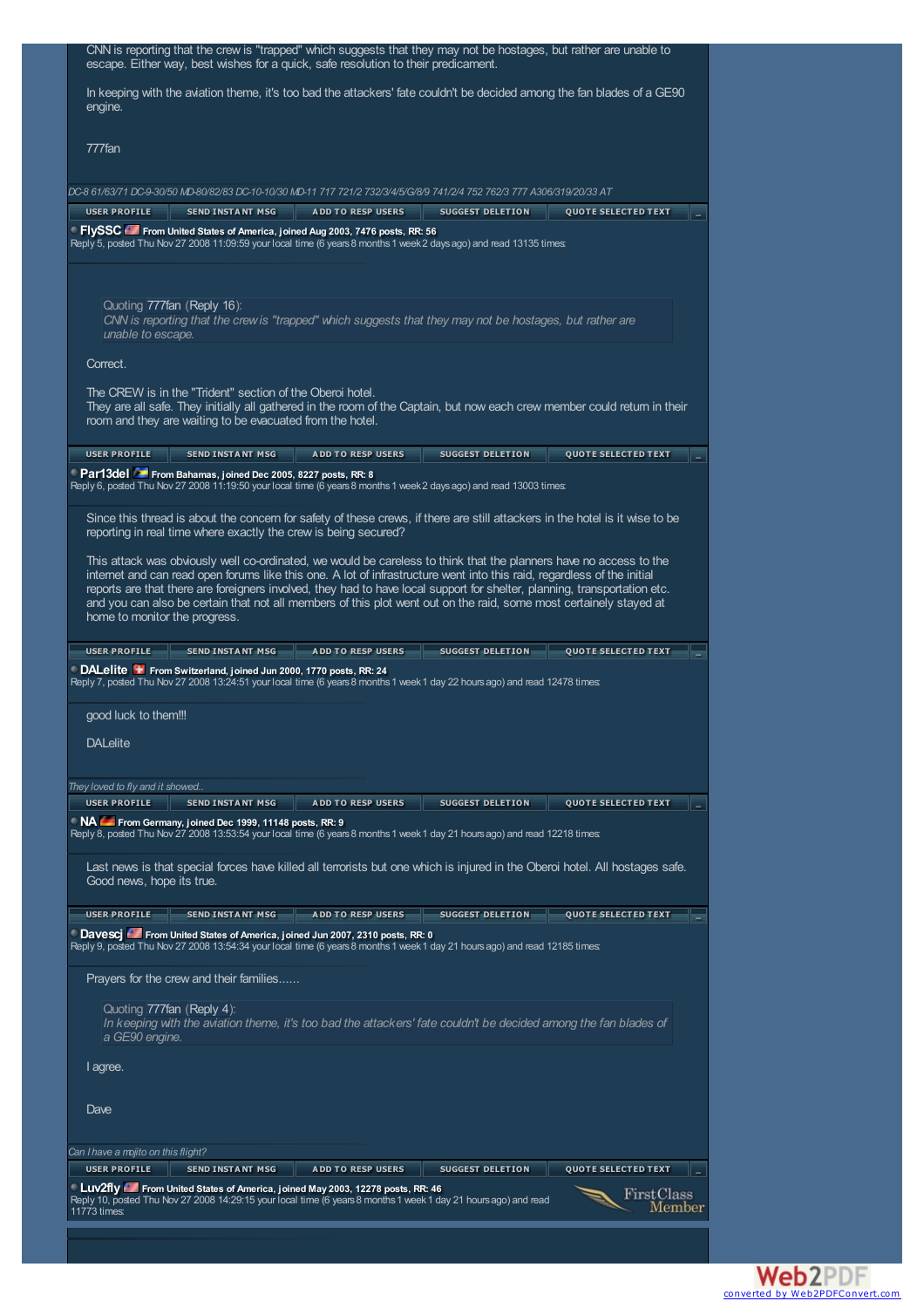CNN is reporting that the crew is "trapped" which suggests that they may not be hostages, but rather are unable to escape. Either way, best wishes for a quick, safe resolution to their predicament.

In keeping with the aviation theme, it's too bad the attackers' fate couldn't be decided among the fan blades of a GE90 engine.

777fan

*DC-8 61/63/71 DC-9-30/50 MD-80/82/83 DC-10-10/30 MD-11 717 721/2 732/3/4/5/G/8/9 741/2/4 752 762/3 777 A306/319/20/33 AT*

USER PROFILE | SEND INSTANT MSG | ADD TO RESP USERS | SUGGEST DELETION | QUOTE SELECTED TEXT

**FlySSC** From United States of America, joined Aug 2003, 7476 posts, RR: 56
Reply 5, posted Thu Nov 27 2008 11:09:59 your local time (6 years 8 months 1 week 2 days ago) and read 13135 times:

> Quoting 777fan (Reply 16):
> *CNN is reporting that the crew is "trapped" which suggests that they may not be hostages, but rather are unable to escape.*

Correct.

The CREW is in the "Trident" section of the Oberoi hotel.
They are all safe. They initially all gathered in the room of the Captain, but now each crew member could return in their room and they are waiting to be evacuated from the hotel.

USER PROFILE | SEND INSTANT MSG | ADD TO RESP USERS | SUGGEST DELETION | QUOTE SELECTED TEXT

**Par13del** From Bahamas, joined Dec 2005, 8227 posts, RR: 8
Reply 6, posted Thu Nov 27 2008 11:19:50 your local time (6 years 8 months 1 week 2 days ago) and read 13003 times:

Since this thread is about the concern for safety of these crews, if there are still attackers in the hotel is it wise to be reporting in real time where exactly the crew is being secured?

This attack was obviously well co-ordinated, we would be careless to think that the planners have no access to the internet and can read open forums like this one. A lot of infrastructure went into this raid, regardless of the initial reports are that there are foreigners involved, they had to have local support for shelter, planning, transportation etc. and you can also be certain that not all members of this plot went out on the raid, some most certainely stayed at home to monitor the progress.

USER PROFILE | SEND INSTANT MSG | ADD TO RESP USERS | SUGGEST DELETION | QUOTE SELECTED TEXT

**DALelite** From Switzerland, joined Jun 2000, 1770 posts, RR: 24
Reply 7, posted Thu Nov 27 2008 13:24:51 your local time (6 years 8 months 1 week 1 day 22 hours ago) and read 12478 times:

good luck to them!!!

DALelite

*They loved to fly and it showed..*

USER PROFILE | SEND INSTANT MSG | ADD TO RESP USERS | SUGGEST DELETION | QUOTE SELECTED TEXT

**NA** From Germany, joined Dec 1999, 11148 posts, RR: 9
Reply 8, posted Thu Nov 27 2008 13:53:54 your local time (6 years 8 months 1 week 1 day 21 hours ago) and read 12218 times:

Last news is that special forces have killed all terrorists but one which is injured in the Oberoi hotel. All hostages safe. Good news, hope its true.

USER PROFILE | SEND INSTANT MSG | ADD TO RESP USERS | SUGGEST DELETION | QUOTE SELECTED TEXT

**Davescj** From United States of America, joined Jun 2007, 2310 posts, RR: 0
Reply 9, posted Thu Nov 27 2008 13:54:34 your local time (6 years 8 months 1 week 1 day 21 hours ago) and read 12185 times:

Prayers for the crew and their families......

> Quoting 777fan (Reply 4):
> *In keeping with the aviation theme, it's too bad the attackers' fate couldn't be decided among the fan blades of a GE90 engine.*

I agree.

Dave

*Can I have a mojito on this flight?*

USER PROFILE | SEND INSTANT MSG | ADD TO RESP USERS | SUGGEST DELETION | QUOTE SELECTED TEXT

**Luv2fly** From United States of America, joined May 2003, 12278 posts, RR: 46
Reply 10, posted Thu Nov 27 2008 14:29:15 your local time (6 years 8 months 1 week 1 day 21 hours ago) and read 11773 times:

FirstClass Member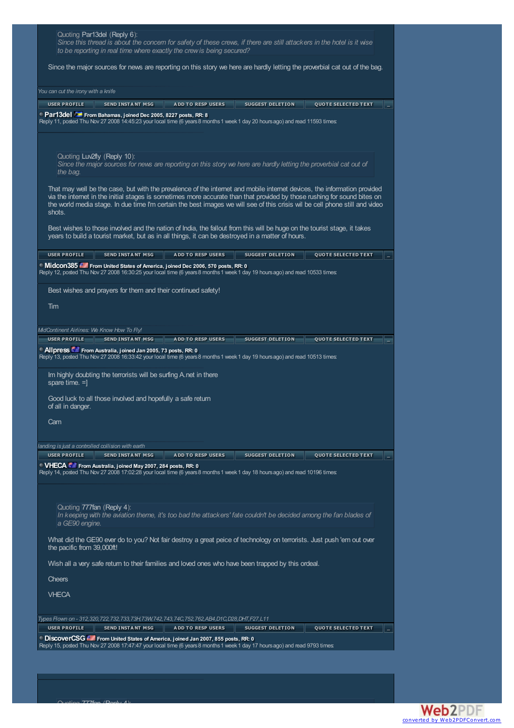> Quoting Par13del (Reply 6):
> *Since this thread is about the concern for safety of these crews, if there are still attackers in the hotel is it wise to be reporting in real time where exactly the crew is being secured?*

Since the major sources for news are reporting on this story we here are hardly letting the proverbial cat out of the bag.

*You can cut the irony with a knife*

USER PROFILE | SEND INSTANT MSG | ADD TO RESP USERS | SUGGEST DELETION | QUOTE SELECTED TEXT

**Par13del** From Bahamas, joined Dec 2005, 8227 posts, RR: 8
Reply 11, posted Thu Nov 27 2008 14:45:23 your local time (6 years 8 months 1 week 1 day 20 hours ago) and read 11593 times:

> Quoting Luv2fly (Reply 10):
> *Since the major sources for news are reporting on this story we here are hardly letting the proverbial cat out of the bag.*

That may well be the case, but with the prevalence of the internet and mobile internet devices, the information provided via the internet in the initial stages is sometimes more accurate than that provided by those rushing for sound bites on the world media stage. In due time I'm certain the best images we will see of this crisis wil be cell phone still and video shots.

Best wishes to those involved and the nation of India, the fallout from this will be huge on the tourist stage, it takes years to build a tourist market, but as in all things, it can be destroyed in a matter of hours.

USER PROFILE | SEND INSTANT MSG | ADD TO RESP USERS | SUGGEST DELETION | QUOTE SELECTED TEXT

**Midcon385** From United States of America, joined Dec 2006, 570 posts, RR: 0
Reply 12, posted Thu Nov 27 2008 16:30:25 your local time (6 years 8 months 1 week 1 day 19 hours ago) and read 10533 times:

Best wishes and prayers for them and their continued safety!

Tim

*MidContinent Airlines: We Know How To Fly!*

USER PROFILE | SEND INSTANT MSG | ADD TO RESP USERS | SUGGEST DELETION | QUOTE SELECTED TEXT

**Allpress** From Australia, joined Jan 2005, 73 posts, RR: 0
Reply 13, posted Thu Nov 27 2008 16:33:42 your local time (6 years 8 months 1 week 1 day 19 hours ago) and read 10513 times:

Im highly doubting the terrorists will be surfing A.net in there spare time. =]

Good luck to all those involved and hopefully a safe return of all in danger.

Cam

*landing is just a controlled collision with earth*

USER PROFILE | SEND INSTANT MSG | ADD TO RESP USERS | SUGGEST DELETION | QUOTE SELECTED TEXT

**VHECA** From Australia, joined May 2007, 284 posts, RR: 0
Reply 14, posted Thu Nov 27 2008 17:02:28 your local time (6 years 8 months 1 week 1 day 18 hours ago) and read 10196 times:

> Quoting 777fan (Reply 4):
> *In keeping with the aviation theme, it's too bad the attackers' fate couldn't be decided among the fan blades of a GE90 engine.*

What did the GE90 ever do to you? Not fair destroy a great peice of technology on terrorists. Just push 'em out over the pacific from 39,000ft!

Wish all a very safe return to their families and loved ones who have been trapped by this ordeal.

Cheers

VHECA

*Types Flown on - 312,320,722,732,733,73H,73W,742,743,74C,752,762,AB4,D1C,D28,DHT,F27,L11*

USER PROFILE | SEND INSTANT MSG | ADD TO RESP USERS | SUGGEST DELETION | QUOTE SELECTED TEXT

**DiscoverCSG** From United States of America, joined Jan 2007, 855 posts, RR: 0
Reply 15, posted Thu Nov 27 2008 17:47:47 your local time (6 years 8 months 1 week 1 day 17 hours ago) and read 9793 times:

> Quoting 777fan (Reply 4):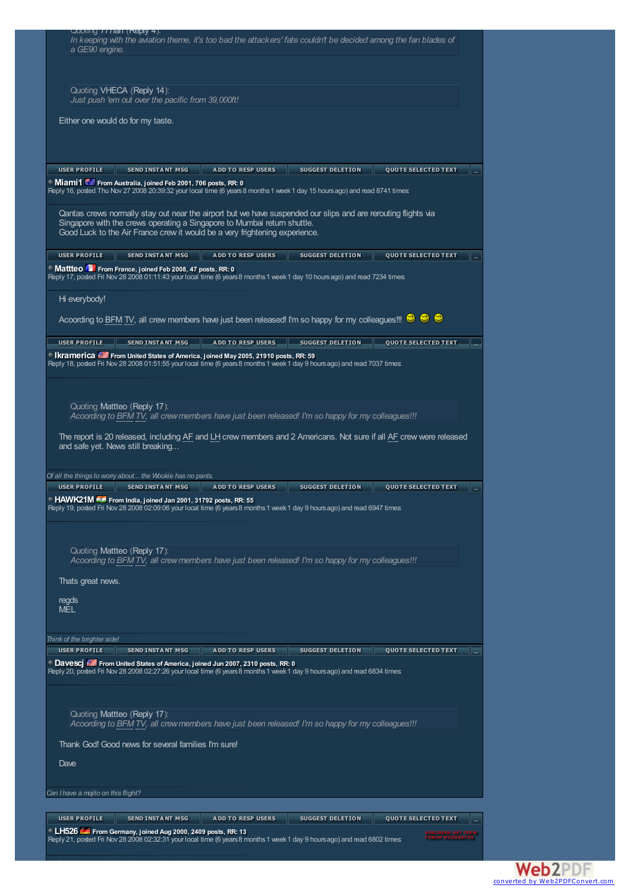Quoting 777fan (Reply 4):

*In keeping with the aviation theme, it's too bad the attackers' fate couldn't be decided among the fan blades of a GE90 engine.*

Quoting VHECA (Reply 14):

*Just push 'em out over the pacific from 39,000ft!*

Either one would do for my taste.

USER PROFILE | SEND INSTANT MSG | ADD TO RESP USERS | SUGGEST DELETION | QUOTE SELECTED TEXT

**Miami1** From Australia, joined Feb 2001, 706 posts, RR: 0
Reply 16, posted Thu Nov 27 2008 20:39:32 your local time (6 years 8 months 1 week 1 day 15 hours ago) and read 8741 times:

Qantas crews normally stay out near the airport but we have suspended our slips and are rerouting flights via Singapore with the crews operating a Singapore to Mumbai return shuttle.
Good Luck to the Air France crew it would be a very frightening experience.

USER PROFILE | SEND INSTANT MSG | ADD TO RESP USERS | SUGGEST DELETION | QUOTE SELECTED TEXT

**Mattteo** From France, joined Feb 2008, 47 posts, RR: 0
Reply 17, posted Fri Nov 28 2008 01:11:43 your local time (6 years 8 months 1 week 1 day 10 hours ago) and read 7234 times:

Hi everybody!

Acoording to BFM TV, all crew members have just been released! I'm so happy for my colleagues!!!

USER PROFILE | SEND INSTANT MSG | ADD TO RESP USERS | SUGGEST DELETION | QUOTE SELECTED TEXT

**Ikramerica** From United States of America, joined May 2005, 21910 posts, RR: 59
Reply 18, posted Fri Nov 28 2008 01:51:55 your local time (6 years 8 months 1 week 1 day 9 hours ago) and read 7037 times:

Quoting Mattteo (Reply 17):

*According to BFM TV, all crew members have just been released! I'm so happy for my colleagues!!!*

The report is 20 released, including AF and LH crew members and 2 Americans. Not sure if all AF crew were released and safe yet. News still breaking...

*Of all the things to worry about... the Wookie has no pants.*

USER PROFILE | SEND INSTANT MSG | ADD TO RESP USERS | SUGGEST DELETION | QUOTE SELECTED TEXT

**HAWK21M** From India, joined Jan 2001, 31792 posts, RR: 55
Reply 19, posted Fri Nov 28 2008 02:09:06 your local time (6 years 8 months 1 week 1 day 9 hours ago) and read 6947 times:

Quoting Mattteo (Reply 17):

*According to BFM TV, all crew members have just been released! I'm so happy for my colleagues!!!*

Thats great news.

regds
MEL

*Think of the brighter side!*

USER PROFILE | SEND INSTANT MSG | ADD TO RESP USERS | SUGGEST DELETION | QUOTE SELECTED TEXT

**Davescj** From United States of America, joined Jun 2007, 2310 posts, RR: 0
Reply 20, posted Fri Nov 28 2008 02:27:26 your local time (6 years 8 months 1 week 1 day 9 hours ago) and read 6834 times:

Quoting Mattteo (Reply 17):

*According to BFM TV, all crew members have just been released! I'm so happy for my colleagues!!!*

Thank God! Good news for several families I'm sure!

Dave

*Can I have a mojito on this flight?*

USER PROFILE | SEND INSTANT MSG | ADD TO RESP USERS | SUGGEST DELETION | QUOTE SELECTED TEXT

**LH526** From Germany, joined Aug 2000, 2409 posts, RR: 13
Reply 21, posted Fri Nov 28 2008 02:32:31 your local time (6 years 8 months 1 week 1 day 9 hours ago) and read 6802 times: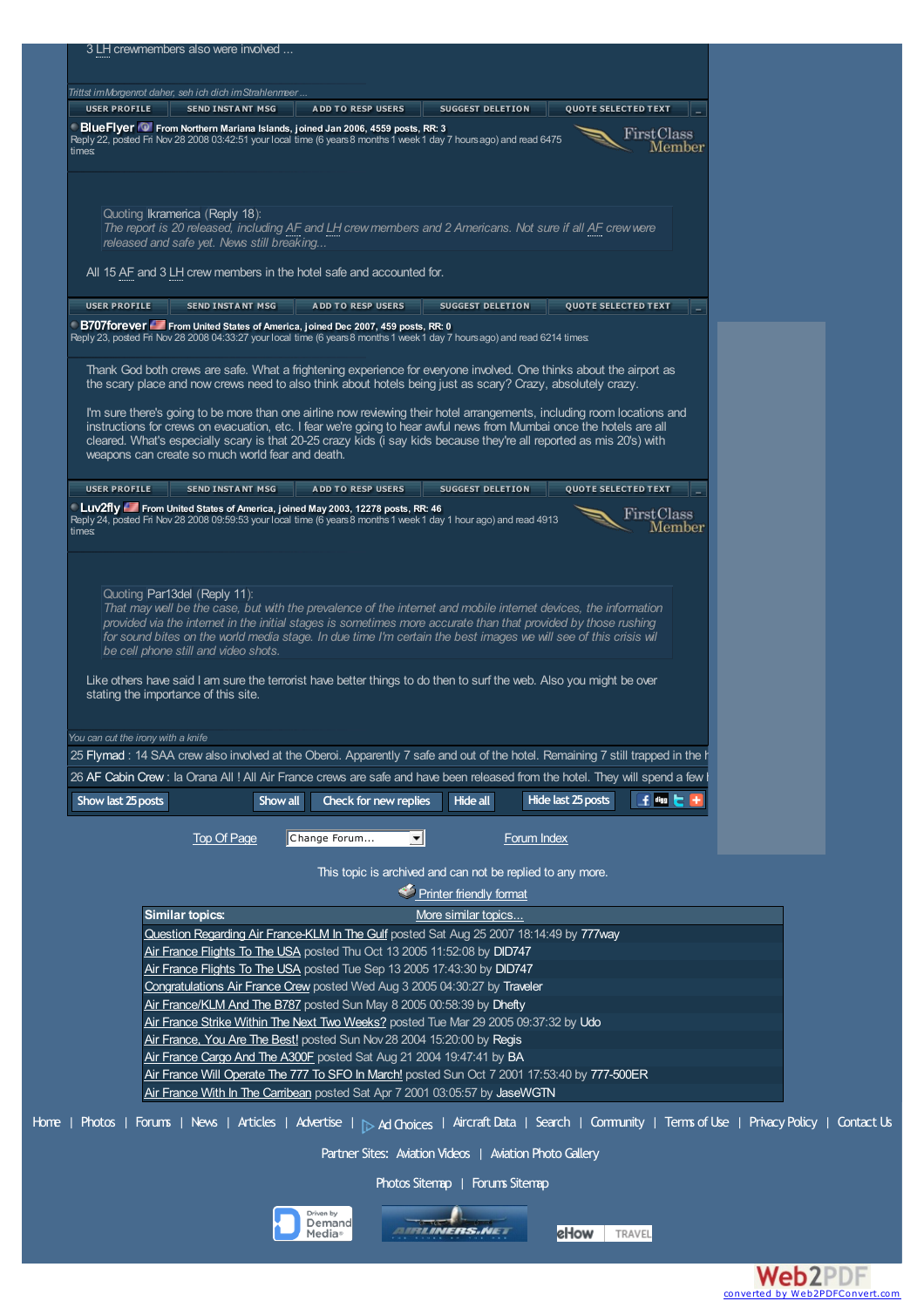3 LH crewmembers also were involved ...

*Trittst im Morgenrot daher, seh ich dich im Strahlenmeer ...*

USER PROFILE | SEND INSTANT MSG | ADD TO RESP USERS | SUGGEST DELETION | QUOTE SELECTED TEXT

**BlueFlyer** From Northern Mariana Islands, joined Jan 2006, 4559 posts, RR: 3
Reply 22, posted Fri Nov 28 2008 03:42:51 your local time (6 years 8 months 1 week 1 day 7 hours ago) and read 6475 times:

FirstClass Member

> Quoting Ikramerica (Reply 18):
> *The report is 20 released, including AF and LH crew members and 2 Americans. Not sure if all AF crew were released and safe yet. News still breaking...*

All 15 AF and 3 LH crew members in the hotel safe and accounted for.

USER PROFILE | SEND INSTANT MSG | ADD TO RESP USERS | SUGGEST DELETION | QUOTE SELECTED TEXT

**B707forever** From United States of America, joined Dec 2007, 459 posts, RR: 0
Reply 23, posted Fri Nov 28 2008 04:33:27 your local time (6 years 8 months 1 week 1 day 7 hours ago) and read 6214 times:

Thank God both crews are safe. What a frightening experience for everyone involved. One thinks about the airport as the scary place and now crews need to also think about hotels being just as scary? Crazy, absolutely crazy.

I'm sure there's going to be more than one airline now reviewing their hotel arrangements, including room locations and instructions for crews on evacuation, etc. I fear we're going to hear awful news from Mumbai once the hotels are all cleared. What's especially scary is that 20-25 crazy kids (i say kids because they're all reported as mis 20's) with weapons can create so much world fear and death.

USER PROFILE | SEND INSTANT MSG | ADD TO RESP USERS | SUGGEST DELETION | QUOTE SELECTED TEXT

**Luv2fly** From United States of America, joined May 2003, 12278 posts, RR: 46
Reply 24, posted Fri Nov 28 2008 09:59:53 your local time (6 years 8 months 1 week 1 day 1 hour ago) and read 4913 times:

FirstClass Member

> Quoting Par13del (Reply 11):
> *That may well be the case, but with the prevalence of the internet and mobile internet devices, the information provided via the internet in the initial stages is sometimes more accurate than that provided by those rushing for sound bites on the world media stage. In due time I'm certain the best images we will see of this crisis wil be cell phone still and video shots.*

Like others have said I am sure the terrorist have better things to do then to surf the web. Also you might be over stating the importance of this site.

*You can cut the irony with a knife*

25 Flymad : 14 SAA crew also involved at the Oberoi. Apparently 7 safe and out of the hotel. Remaining 7 still trapped in the h

26 AF Cabin Crew : la Orana All ! All Air France crews are safe and have been released from the hotel. They will spend a few

Show last 25 posts | Show all | Check for new replies | Hide all | Hide last 25 posts

Top Of Page | Change Forum... | Forum Index

This topic is archived and can not be replied to any more.

Printer friendly format

| Similar topics: | More similar topics... |
|---|---|
| Question Regarding Air France-KLM In The Gulf posted Sat Aug 25 2007 18:14:49 by 777way | |
| Air France Flights To The USA posted Thu Oct 13 2005 11:52:08 by DID747 | |
| Air France Flights To The USA posted Tue Sep 13 2005 17:43:30 by DID747 | |
| Congratulations Air France Crew posted Wed Aug 3 2005 04:30:27 by Traveler | |
| Air France/KLM And The B787 posted Sun May 8 2005 00:58:39 by Dhefty | |
| Air France Strike Within The Next Two Weeks? posted Tue Mar 29 2005 09:37:32 by Udo | |
| Air France, You Are The Best! posted Sun Nov 28 2004 15:20:00 by Regis | |
| Air France Cargo And The A300F posted Sat Aug 21 2004 19:47:41 by BA | |
| Air France Will Operate The 777 To SFO In March! posted Sun Oct 7 2001 17:53:40 by 777-500ER | |
| Air France With In The Carribean posted Sat Apr 7 2001 03:05:57 by JaseWGTN | |

Home | Photos | Forums | News | Articles | Advertise | Ad Choices | Aircraft Data | Search | Community | Terms of Use | Privacy Policy | Contact Us

Partner Sites: Aviation Videos | Aviation Photo Gallery

Photos Sitemap | Forums Sitemap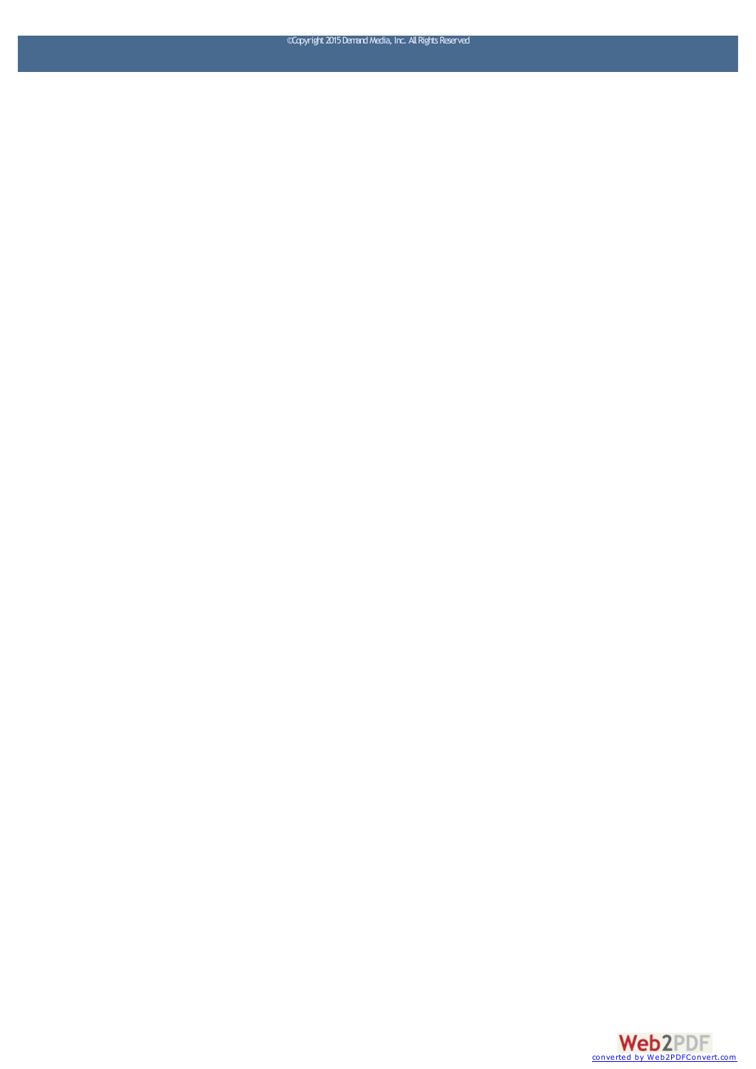©Copyright 2015 Demand Media, Inc. All Rights Reserved